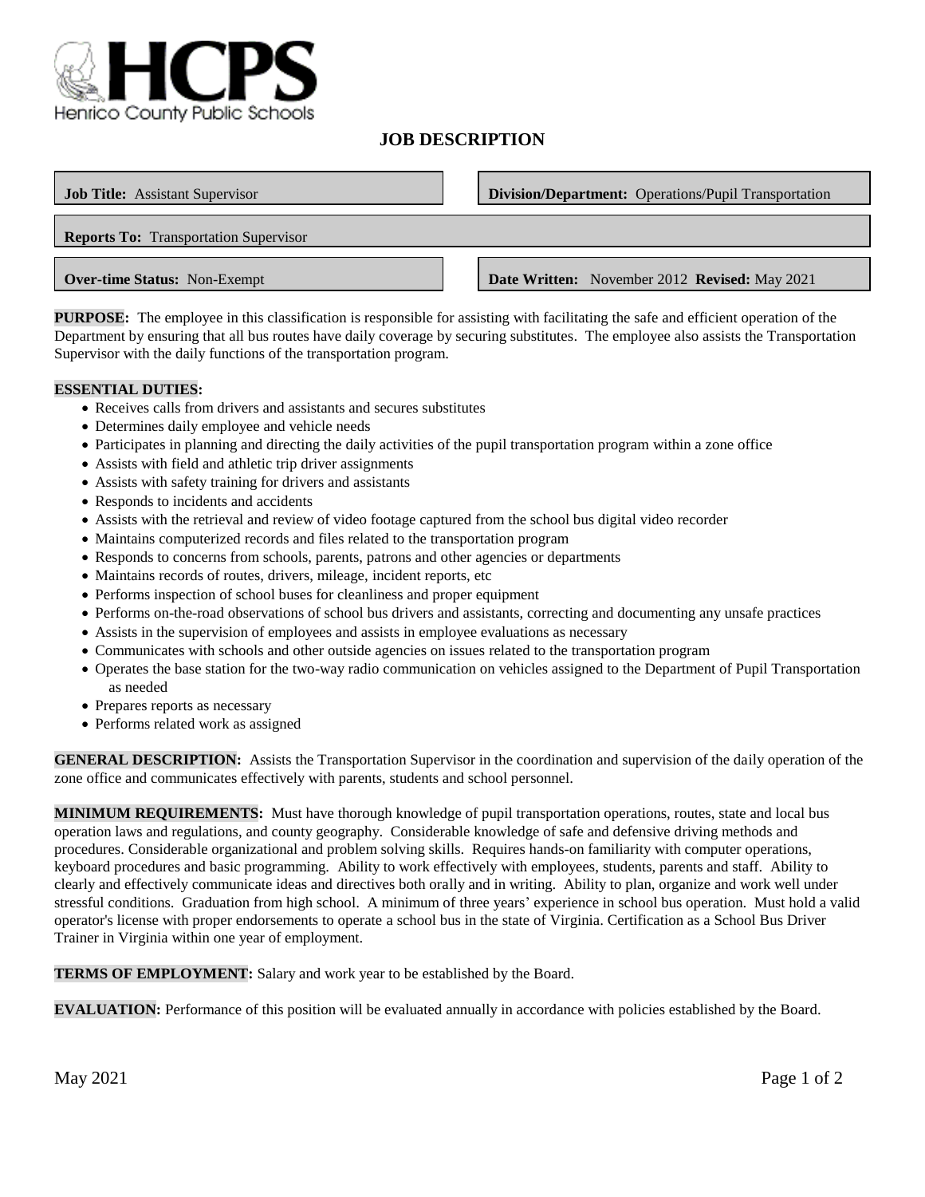HCPS

Henrico County Public Schools

# JOB DESCRIPTION

| | |
|---|---|
| **Job Title:** Assistant Supervisor | **Division/Department:** Operations/Pupil Transportation |
| **Reports To:** Transportation Supervisor | |
| **Over-time Status:** Non-Exempt | **Date Written:** November 2012 **Revised:** May 2021 |

**PURPOSE:** The employee in this classification is responsible for assisting with facilitating the safe and efficient operation of the Department by ensuring that all bus routes have daily coverage by securing substitutes. The employee also assists the Transportation Supervisor with the daily functions of the transportation program.

**ESSENTIAL DUTIES:**

- Receives calls from drivers and assistants and secures substitutes
- Determines daily employee and vehicle needs
- Participates in planning and directing the daily activities of the pupil transportation program within a zone office
- Assists with field and athletic trip driver assignments
- Assists with safety training for drivers and assistants
- Responds to incidents and accidents
- Assists with the retrieval and review of video footage captured from the school bus digital video recorder
- Maintains computerized records and files related to the transportation program
- Responds to concerns from schools, parents, patrons and other agencies or departments
- Maintains records of routes, drivers, mileage, incident reports, etc
- Performs inspection of school buses for cleanliness and proper equipment
- Performs on-the-road observations of school bus drivers and assistants, correcting and documenting any unsafe practices
- Assists in the supervision of employees and assists in employee evaluations as necessary
- Communicates with schools and other outside agencies on issues related to the transportation program
- Operates the base station for the two-way radio communication on vehicles assigned to the Department of Pupil Transportation as needed
- Prepares reports as necessary
- Performs related work as assigned

**GENERAL DESCRIPTION:** Assists the Transportation Supervisor in the coordination and supervision of the daily operation of the zone office and communicates effectively with parents, students and school personnel.

**MINIMUM REQUIREMENTS:** Must have thorough knowledge of pupil transportation operations, routes, state and local bus operation laws and regulations, and county geography. Considerable knowledge of safe and defensive driving methods and procedures. Considerable organizational and problem solving skills. Requires hands-on familiarity with computer operations, keyboard procedures and basic programming. Ability to work effectively with employees, students, parents and staff. Ability to clearly and effectively communicate ideas and directives both orally and in writing. Ability to plan, organize and work well under stressful conditions. Graduation from high school. A minimum of three years' experience in school bus operation. Must hold a valid operator's license with proper endorsements to operate a school bus in the state of Virginia. Certification as a School Bus Driver Trainer in Virginia within one year of employment.

**TERMS OF EMPLOYMENT:** Salary and work year to be established by the Board.

**EVALUATION:** Performance of this position will be evaluated annually in accordance with policies established by the Board.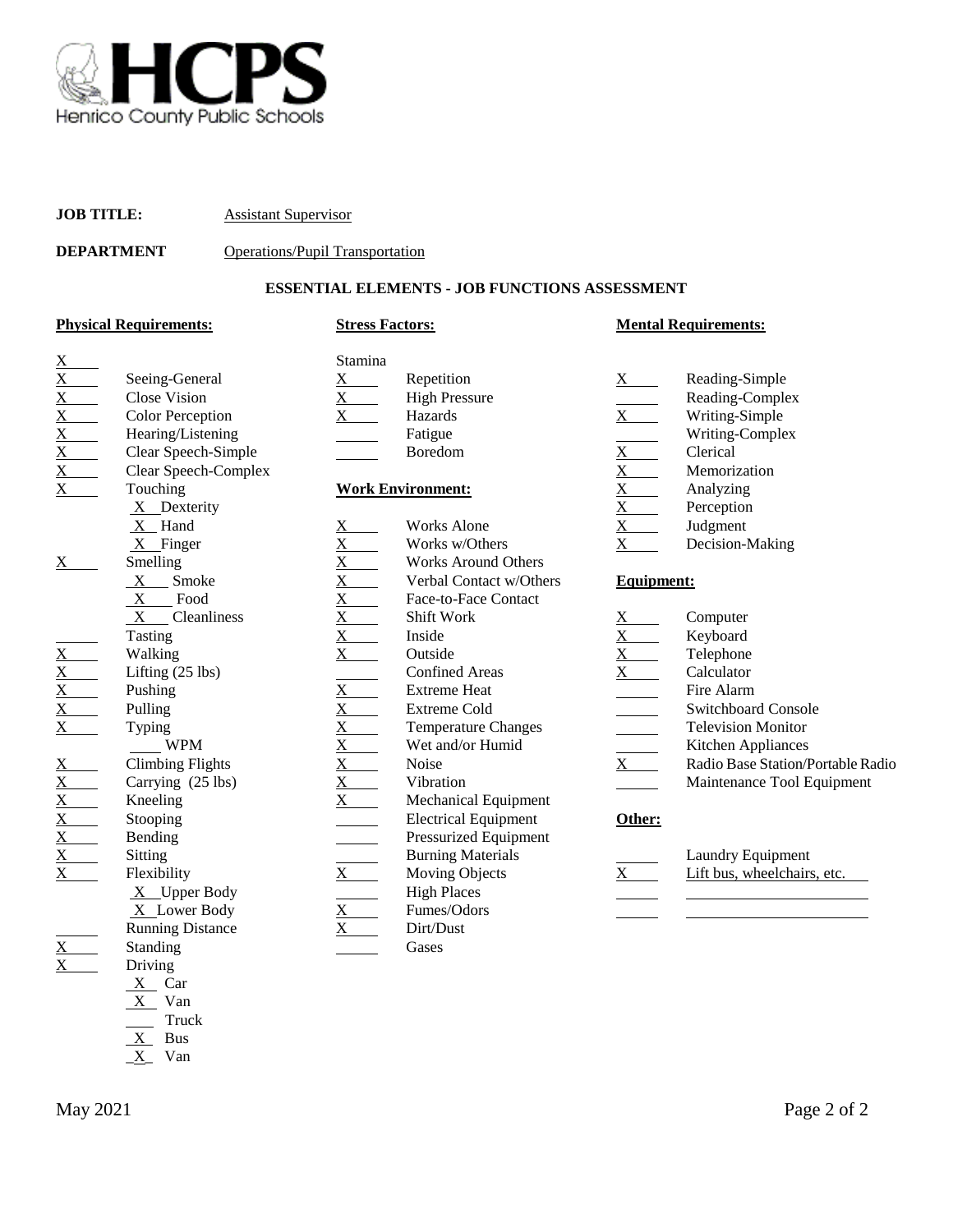**Henrico County Public Schools**

**JOB TITLE:** Assistant Supervisor

**DEPARTMENT** Operations/Pupil Transportation

**ESSENTIAL ELEMENTS - JOB FUNCTIONS ASSESSMENT**

**Physical Requirements:**

- X
- X Seeing-General
- X Close Vision
- X Color Perception
- X Hearing/Listening
- X Clear Speech-Simple
- X Clear Speech-Complex
- X Touching
  - X Dexterity
  - X Hand
  - X Finger
- X Smelling
  - X Smoke
  - X Food
  - X Cleanliness
- ___ Tasting
- X Walking
- X Lifting (25 lbs)
- X Pushing
- X Pulling
- X Typing
  - ___ WPM
- X Climbing Flights
- X Carrying (25 lbs)
- X Kneeling
- X Stooping
- X Bending
- X Sitting
- X Flexibility
  - X Upper Body
  - X Lower Body
- ___ Running Distance
- X Standing
- X Driving
  - X Car
  - X Van
  - ___ Truck
  - X Bus
  - X Van

**Stress Factors:**

Stamina
- X Repetition
- X High Pressure
- X Hazards
- ___ Fatigue
- ___ Boredom

**Work Environment:**

- X Works Alone
- X Works w/Others
- X Works Around Others
- X Verbal Contact w/Others
- X Face-to-Face Contact
- X Shift Work
- X Inside
- X Outside
- ___ Confined Areas
- X Extreme Heat
- X Extreme Cold
- X Temperature Changes
- X Wet and/or Humid
- X Noise
- X Vibration
- X Mechanical Equipment
- ___ Electrical Equipment
- ___ Pressurized Equipment
- ___ Burning Materials
- X Moving Objects
- ___ High Places
- X Fumes/Odors
- X Dirt/Dust
- ___ Gases

**Mental Requirements:**

- X Reading-Simple
- ___ Reading-Complex
- X Writing-Simple
- ___ Writing-Complex
- X Clerical
- X Memorization
- X Analyzing
- X Perception
- X Judgment
- X Decision-Making

**Equipment:**

- X Computer
- X Keyboard
- X Telephone
- X Calculator
- ___ Fire Alarm
- ___ Switchboard Console
- ___ Television Monitor
- ___ Kitchen Appliances
- X Radio Base Station/Portable Radio
- ___ Maintenance Tool Equipment

**Other:**

- ___ Laundry Equipment
- X Lift bus, wheelchairs, etc.
- ___
- ___

May 2021